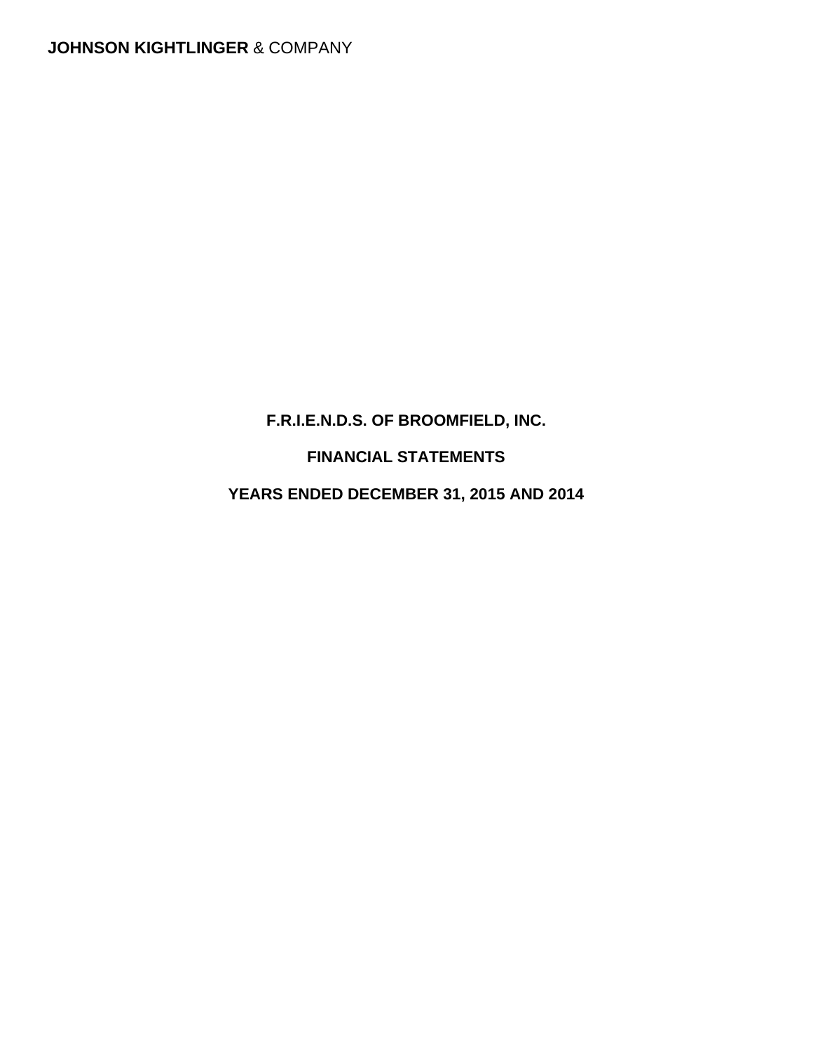**JOHNSON KIGHTLINGER** & COMPANY

# F.R.I.E.N.D.S. OF BROOMFIELD, INC.

## FINANCIAL STATEMENTS

## YEARS ENDED DECEMBER 31, 2015 AND 2014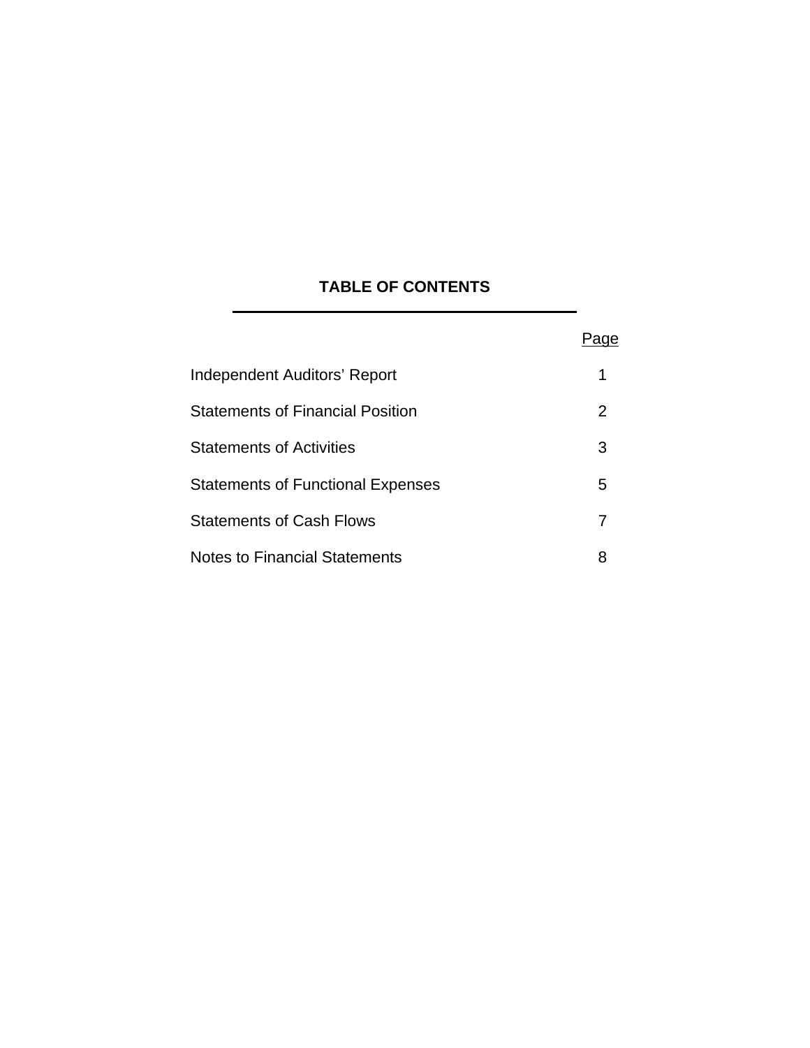# TABLE OF CONTENTS

| | Page |
|---|---|
| Independent Auditors' Report | 1 |
| Statements of Financial Position | 2 |
| Statements of Activities | 3 |
| Statements of Functional Expenses | 5 |
| Statements of Cash Flows | 7 |
| Notes to Financial Statements | 8 |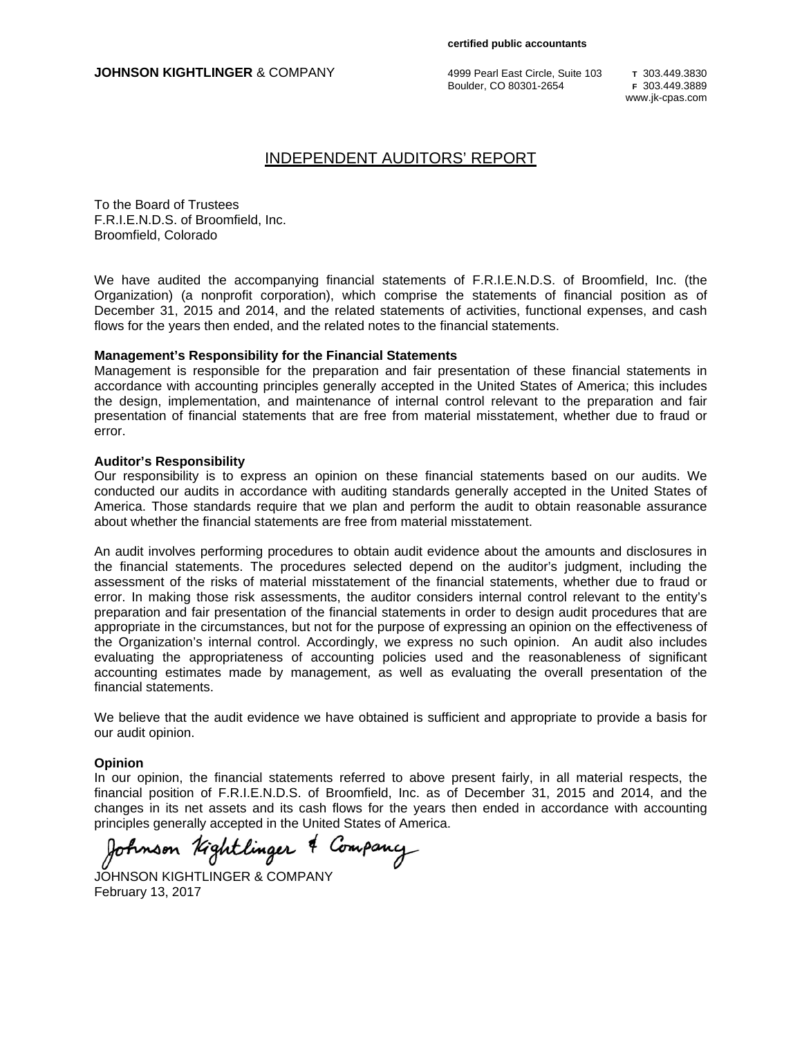certified public accountants

**JOHNSON KIGHTLINGER** & COMPANY

4999 Pearl East Circle, Suite 103
Boulder, CO 80301-2654

T 303.449.3830
F 303.449.3889
www.jk-cpas.com

# INDEPENDENT AUDITORS' REPORT

To the Board of Trustees
F.R.I.E.N.D.S. of Broomfield, Inc.
Broomfield, Colorado

We have audited the accompanying financial statements of F.R.I.E.N.D.S. of Broomfield, Inc. (the Organization) (a nonprofit corporation), which comprise the statements of financial position as of December 31, 2015 and 2014, and the related statements of activities, functional expenses, and cash flows for the years then ended, and the related notes to the financial statements.

**Management's Responsibility for the Financial Statements**

Management is responsible for the preparation and fair presentation of these financial statements in accordance with accounting principles generally accepted in the United States of America; this includes the design, implementation, and maintenance of internal control relevant to the preparation and fair presentation of financial statements that are free from material misstatement, whether due to fraud or error.

**Auditor's Responsibility**

Our responsibility is to express an opinion on these financial statements based on our audits. We conducted our audits in accordance with auditing standards generally accepted in the United States of America. Those standards require that we plan and perform the audit to obtain reasonable assurance about whether the financial statements are free from material misstatement.

An audit involves performing procedures to obtain audit evidence about the amounts and disclosures in the financial statements. The procedures selected depend on the auditor's judgment, including the assessment of the risks of material misstatement of the financial statements, whether due to fraud or error. In making those risk assessments, the auditor considers internal control relevant to the entity's preparation and fair presentation of the financial statements in order to design audit procedures that are appropriate in the circumstances, but not for the purpose of expressing an opinion on the effectiveness of the Organization's internal control. Accordingly, we express no such opinion. An audit also includes evaluating the appropriateness of accounting policies used and the reasonableness of significant accounting estimates made by management, as well as evaluating the overall presentation of the financial statements.

We believe that the audit evidence we have obtained is sufficient and appropriate to provide a basis for our audit opinion.

**Opinion**

In our opinion, the financial statements referred to above present fairly, in all material respects, the financial position of F.R.I.E.N.D.S. of Broomfield, Inc. as of December 31, 2015 and 2014, and the changes in its net assets and its cash flows for the years then ended in accordance with accounting principles generally accepted in the United States of America.

Johnson Kightlinger & Company

JOHNSON KIGHTLINGER & COMPANY
February 13, 2017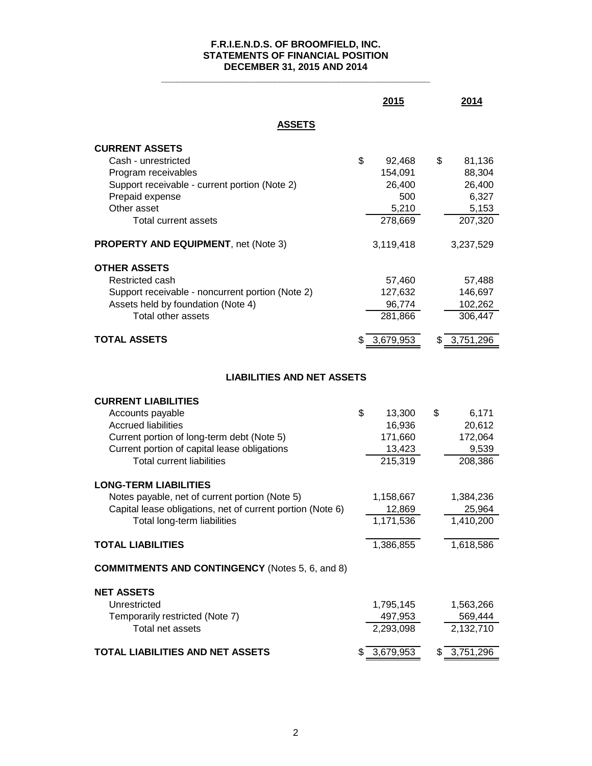# F.R.I.E.N.D.S. OF BROOMFIELD, INC.
## STATEMENTS OF FINANCIAL POSITION
### DECEMBER 31, 2015 AND 2014

| | 2015 | 2014 |
|---|---|---|
| **ASSETS** | | |
| **CURRENT ASSETS** | | |
| Cash - unrestricted | $ 92,468 | $ 81,136 |
| Program receivables | 154,091 | 88,304 |
| Support receivable - current portion (Note 2) | 26,400 | 26,400 |
| Prepaid expense | 500 | 6,327 |
| Other asset | 5,210 | 5,153 |
| Total current assets | 278,669 | 207,320 |
| **PROPERTY AND EQUIPMENT**, net (Note 3) | 3,119,418 | 3,237,529 |
| **OTHER ASSETS** | | |
| Restricted cash | 57,460 | 57,488 |
| Support receivable - noncurrent portion (Note 2) | 127,632 | 146,697 |
| Assets held by foundation (Note 4) | 96,774 | 102,262 |
| Total other assets | 281,866 | 306,447 |
| **TOTAL ASSETS** | $ 3,679,953 | $ 3,751,296 |
| **LIABILITIES AND NET ASSETS** | | |
| **CURRENT LIABILITIES** | | |
| Accounts payable | $ 13,300 | $ 6,171 |
| Accrued liabilities | 16,936 | 20,612 |
| Current portion of long-term debt (Note 5) | 171,660 | 172,064 |
| Current portion of capital lease obligations | 13,423 | 9,539 |
| Total current liabilities | 215,319 | 208,386 |
| **LONG-TERM LIABILITIES** | | |
| Notes payable, net of current portion (Note 5) | 1,158,667 | 1,384,236 |
| Capital lease obligations, net of current portion (Note 6) | 12,869 | 25,964 |
| Total long-term liabilities | 1,171,536 | 1,410,200 |
| **TOTAL LIABILITIES** | 1,386,855 | 1,618,586 |
| **COMMITMENTS AND CONTINGENCY** (Notes 5, 6, and 8) | | |
| **NET ASSETS** | | |
| Unrestricted | 1,795,145 | 1,563,266 |
| Temporarily restricted (Note 7) | 497,953 | 569,444 |
| Total net assets | 2,293,098 | 2,132,710 |
| **TOTAL LIABILITIES AND NET ASSETS** | $ 3,679,953 | $ 3,751,296 |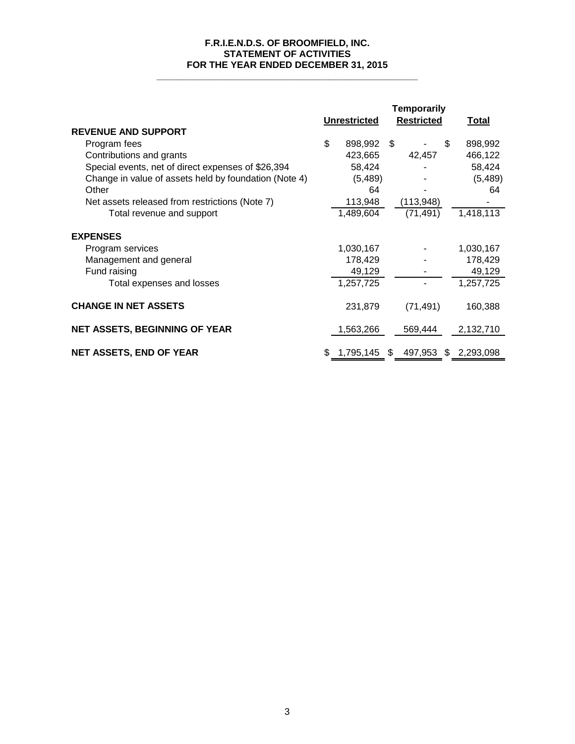# F.R.I.E.N.D.S. OF BROOMFIELD, INC.
## STATEMENT OF ACTIVITIES
### FOR THE YEAR ENDED DECEMBER 31, 2015

| | Unrestricted | Temporarily Restricted | Total |
|---|---|---|---|
| **REVENUE AND SUPPORT** | | | |
| Program fees | $ 898,992 | $ - | $ 898,992 |
| Contributions and grants | 423,665 | 42,457 | 466,122 |
| Special events, net of direct expenses of $26,394 | 58,424 | - | 58,424 |
| Change in value of assets held by foundation (Note 4) | (5,489) | - | (5,489) |
| Other | 64 | - | 64 |
| Net assets released from restrictions (Note 7) | 113,948 | (113,948) | - |
| Total revenue and support | 1,489,604 | (71,491) | 1,418,113 |
| **EXPENSES** | | | |
| Program services | 1,030,167 | - | 1,030,167 |
| Management and general | 178,429 | - | 178,429 |
| Fund raising | 49,129 | - | 49,129 |
| Total expenses and losses | 1,257,725 | - | 1,257,725 |
| **CHANGE IN NET ASSETS** | 231,879 | (71,491) | 160,388 |
| **NET ASSETS, BEGINNING OF YEAR** | 1,563,266 | 569,444 | 2,132,710 |
| **NET ASSETS, END OF YEAR** | $ 1,795,145 | $ 497,953 | $ 2,293,098 |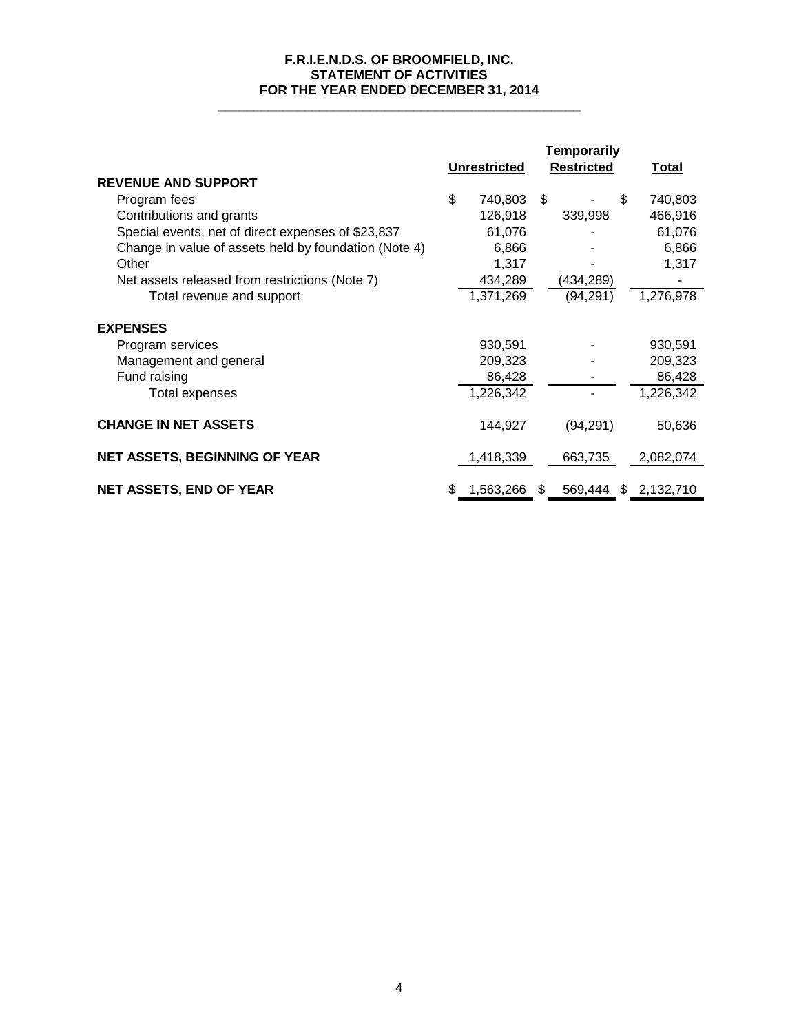# F.R.I.E.N.D.S. OF BROOMFIELD, INC.
## STATEMENT OF ACTIVITIES
## FOR THE YEAR ENDED DECEMBER 31, 2014

| | Unrestricted | Temporarily Restricted | Total |
|---|---|---|---|
| **REVENUE AND SUPPORT** | | | |
| Program fees | $ 740,803 | $ - | $ 740,803 |
| Contributions and grants | 126,918 | 339,998 | 466,916 |
| Special events, net of direct expenses of $23,837 | 61,076 | - | 61,076 |
| Change in value of assets held by foundation (Note 4) | 6,866 | - | 6,866 |
| Other | 1,317 | - | 1,317 |
| Net assets released from restrictions (Note 7) | 434,289 | (434,289) | - |
| Total revenue and support | 1,371,269 | (94,291) | 1,276,978 |
| **EXPENSES** | | | |
| Program services | 930,591 | - | 930,591 |
| Management and general | 209,323 | - | 209,323 |
| Fund raising | 86,428 | - | 86,428 |
| Total expenses | 1,226,342 | - | 1,226,342 |
| **CHANGE IN NET ASSETS** | 144,927 | (94,291) | 50,636 |
| **NET ASSETS, BEGINNING OF YEAR** | 1,418,339 | 663,735 | 2,082,074 |
| **NET ASSETS, END OF YEAR** | $ 1,563,266 | $ 569,444 | $ 2,132,710 |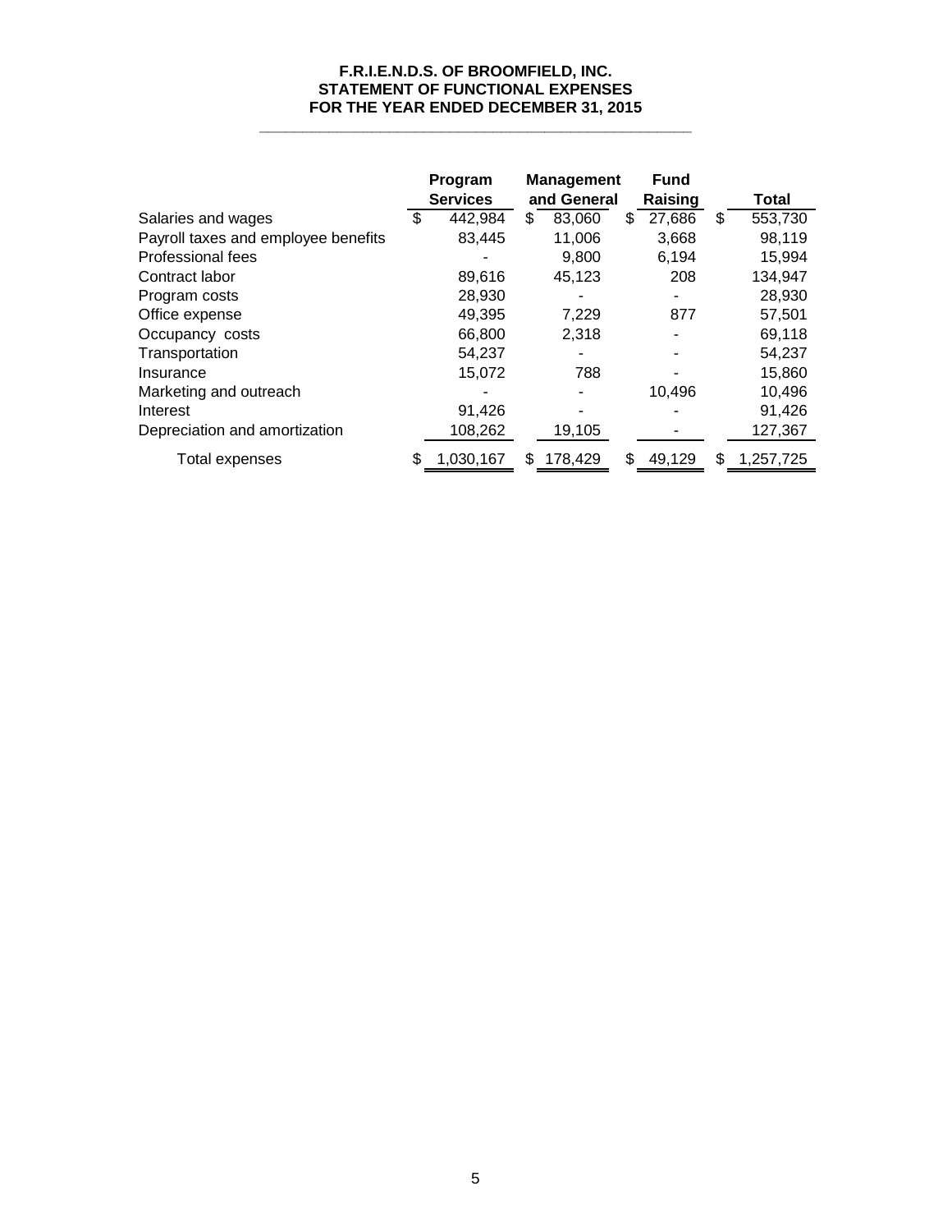**F.R.I.E.N.D.S. OF BROOMFIELD, INC.**
**STATEMENT OF FUNCTIONAL EXPENSES**
**FOR THE YEAR ENDED DECEMBER 31, 2015**

| | Program Services | Management and General | Fund Raising | Total |
|---|---|---|---|---|
| Salaries and wages | $ 442,984 | $ 83,060 | $ 27,686 | $ 553,730 |
| Payroll taxes and employee benefits | 83,445 | 11,006 | 3,668 | 98,119 |
| Professional fees | - | 9,800 | 6,194 | 15,994 |
| Contract labor | 89,616 | 45,123 | 208 | 134,947 |
| Program costs | 28,930 | - | - | 28,930 |
| Office expense | 49,395 | 7,229 | 877 | 57,501 |
| Occupancy costs | 66,800 | 2,318 | - | 69,118 |
| Transportation | 54,237 | - | - | 54,237 |
| Insurance | 15,072 | 788 | - | 15,860 |
| Marketing and outreach | - | - | 10,496 | 10,496 |
| Interest | 91,426 | - | - | 91,426 |
| Depreciation and amortization | 108,262 | 19,105 | - | 127,367 |
| Total expenses | $ 1,030,167 | $ 178,429 | $ 49,129 | $ 1,257,725 |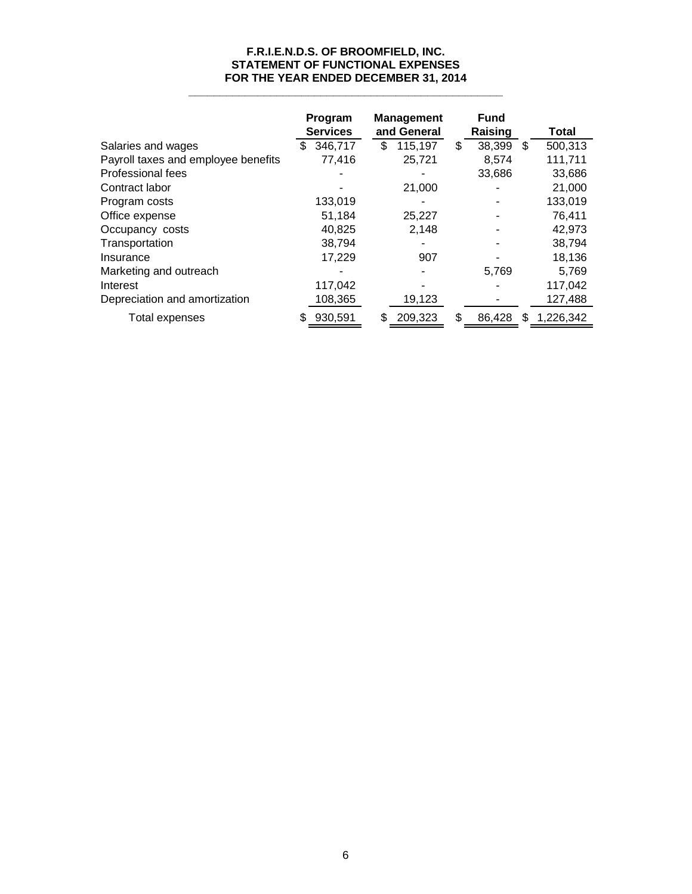# F.R.I.E.N.D.S. OF BROOMFIELD, INC.
## STATEMENT OF FUNCTIONAL EXPENSES
### FOR THE YEAR ENDED DECEMBER 31, 2014

| | Program Services | Management and General | Fund Raising | Total |
|---|---|---|---|---|
| Salaries and wages | $ 346,717 | $ 115,197 | $ 38,399 | $ 500,313 |
| Payroll taxes and employee benefits | 77,416 | 25,721 | 8,574 | 111,711 |
| Professional fees | - | - | 33,686 | 33,686 |
| Contract labor | - | 21,000 | - | 21,000 |
| Program costs | 133,019 | - | - | 133,019 |
| Office expense | 51,184 | 25,227 | - | 76,411 |
| Occupancy costs | 40,825 | 2,148 | - | 42,973 |
| Transportation | 38,794 | - | - | 38,794 |
| Insurance | 17,229 | 907 | - | 18,136 |
| Marketing and outreach | - | - | 5,769 | 5,769 |
| Interest | 117,042 | - | - | 117,042 |
| Depreciation and amortization | 108,365 | 19,123 | - | 127,488 |
| Total expenses | $ 930,591 | $ 209,323 | $ 86,428 | $ 1,226,342 |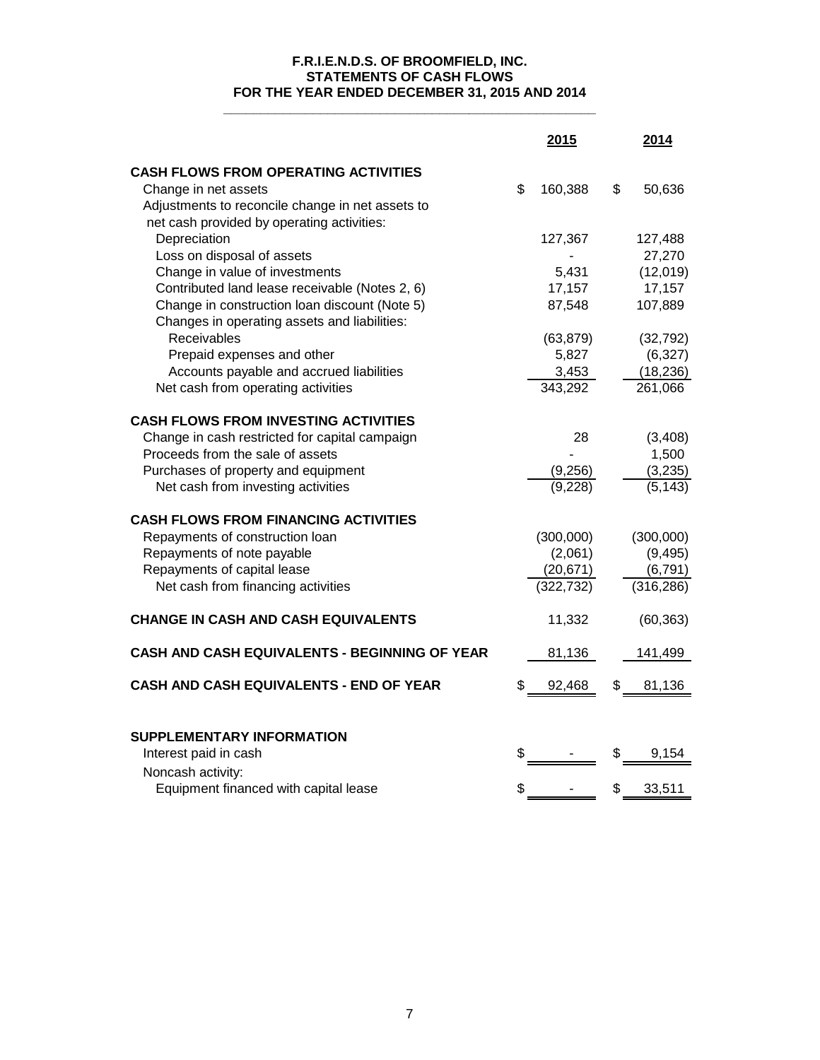# F.R.I.E.N.D.S. OF BROOMFIELD, INC.
## STATEMENTS OF CASH FLOWS
### FOR THE YEAR ENDED DECEMBER 31, 2015 AND 2014

| | 2015 | 2014 |
|---|---|---|
| **CASH FLOWS FROM OPERATING ACTIVITIES** | | |
| Change in net assets | $ 160,388 | $ 50,636 |
| Adjustments to reconcile change in net assets to net cash provided by operating activities: | | |
| Depreciation | 127,367 | 127,488 |
| Loss on disposal of assets | - | 27,270 |
| Change in value of investments | 5,431 | (12,019) |
| Contributed land lease receivable (Notes 2, 6) | 17,157 | 17,157 |
| Change in construction loan discount (Note 5) | 87,548 | 107,889 |
| Changes in operating assets and liabilities: | | |
| Receivables | (63,879) | (32,792) |
| Prepaid expenses and other | 5,827 | (6,327) |
| Accounts payable and accrued liabilities | 3,453 | (18,236) |
| Net cash from operating activities | 343,292 | 261,066 |
| **CASH FLOWS FROM INVESTING ACTIVITIES** | | |
| Change in cash restricted for capital campaign | 28 | (3,408) |
| Proceeds from the sale of assets | - | 1,500 |
| Purchases of property and equipment | (9,256) | (3,235) |
| Net cash from investing activities | (9,228) | (5,143) |
| **CASH FLOWS FROM FINANCING ACTIVITIES** | | |
| Repayments of construction loan | (300,000) | (300,000) |
| Repayments of note payable | (2,061) | (9,495) |
| Repayments of capital lease | (20,671) | (6,791) |
| Net cash from financing activities | (322,732) | (316,286) |
| **CHANGE IN CASH AND CASH EQUIVALENTS** | 11,332 | (60,363) |
| **CASH AND CASH EQUIVALENTS - BEGINNING OF YEAR** | 81,136 | 141,499 |
| **CASH AND CASH EQUIVALENTS - END OF YEAR** | $ 92,468 | $ 81,136 |
| **SUPPLEMENTARY INFORMATION** | | |
| Interest paid in cash | $ - | $ 9,154 |
| Noncash activity: | | |
| Equipment financed with capital lease | $ - | $ 33,511 |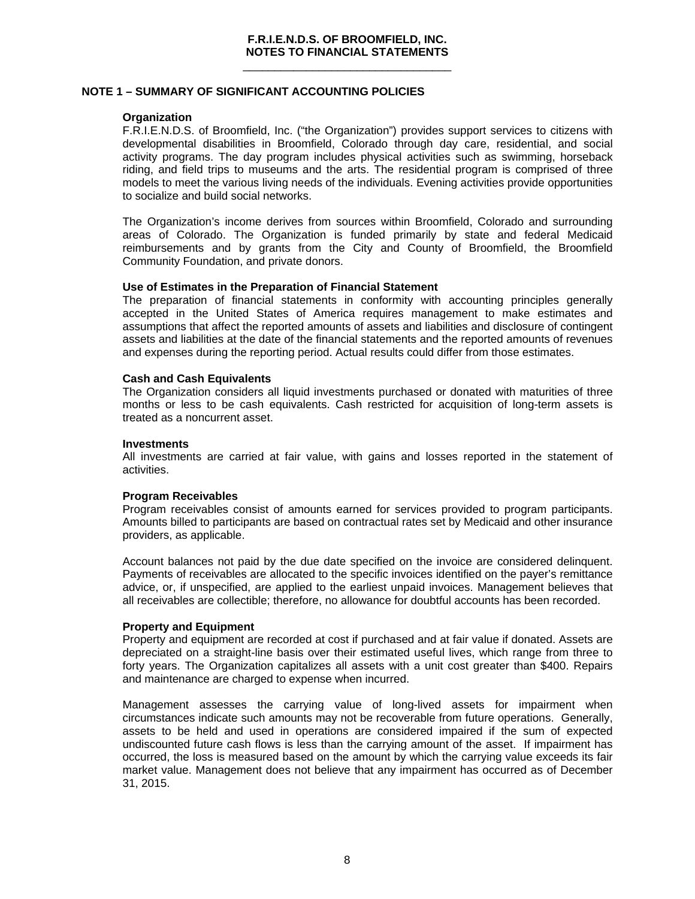# F.R.I.E.N.D.S. OF BROOMFIELD, INC.
# NOTES TO FINANCIAL STATEMENTS

## NOTE 1 – SUMMARY OF SIGNIFICANT ACCOUNTING POLICIES

### Organization

F.R.I.E.N.D.S. of Broomfield, Inc. ("the Organization") provides support services to citizens with developmental disabilities in Broomfield, Colorado through day care, residential, and social activity programs. The day program includes physical activities such as swimming, horseback riding, and field trips to museums and the arts. The residential program is comprised of three models to meet the various living needs of the individuals. Evening activities provide opportunities to socialize and build social networks.

The Organization's income derives from sources within Broomfield, Colorado and surrounding areas of Colorado. The Organization is funded primarily by state and federal Medicaid reimbursements and by grants from the City and County of Broomfield, the Broomfield Community Foundation, and private donors.

### Use of Estimates in the Preparation of Financial Statement

The preparation of financial statements in conformity with accounting principles generally accepted in the United States of America requires management to make estimates and assumptions that affect the reported amounts of assets and liabilities and disclosure of contingent assets and liabilities at the date of the financial statements and the reported amounts of revenues and expenses during the reporting period. Actual results could differ from those estimates.

### Cash and Cash Equivalents

The Organization considers all liquid investments purchased or donated with maturities of three months or less to be cash equivalents. Cash restricted for acquisition of long-term assets is treated as a noncurrent asset.

### Investments

All investments are carried at fair value, with gains and losses reported in the statement of activities.

### Program Receivables

Program receivables consist of amounts earned for services provided to program participants. Amounts billed to participants are based on contractual rates set by Medicaid and other insurance providers, as applicable.

Account balances not paid by the due date specified on the invoice are considered delinquent. Payments of receivables are allocated to the specific invoices identified on the payer's remittance advice, or, if unspecified, are applied to the earliest unpaid invoices. Management believes that all receivables are collectible; therefore, no allowance for doubtful accounts has been recorded.

### Property and Equipment

Property and equipment are recorded at cost if purchased and at fair value if donated. Assets are depreciated on a straight-line basis over their estimated useful lives, which range from three to forty years. The Organization capitalizes all assets with a unit cost greater than $400. Repairs and maintenance are charged to expense when incurred.

Management assesses the carrying value of long-lived assets for impairment when circumstances indicate such amounts may not be recoverable from future operations. Generally, assets to be held and used in operations are considered impaired if the sum of expected undiscounted future cash flows is less than the carrying amount of the asset. If impairment has occurred, the loss is measured based on the amount by which the carrying value exceeds its fair market value. Management does not believe that any impairment has occurred as of December 31, 2015.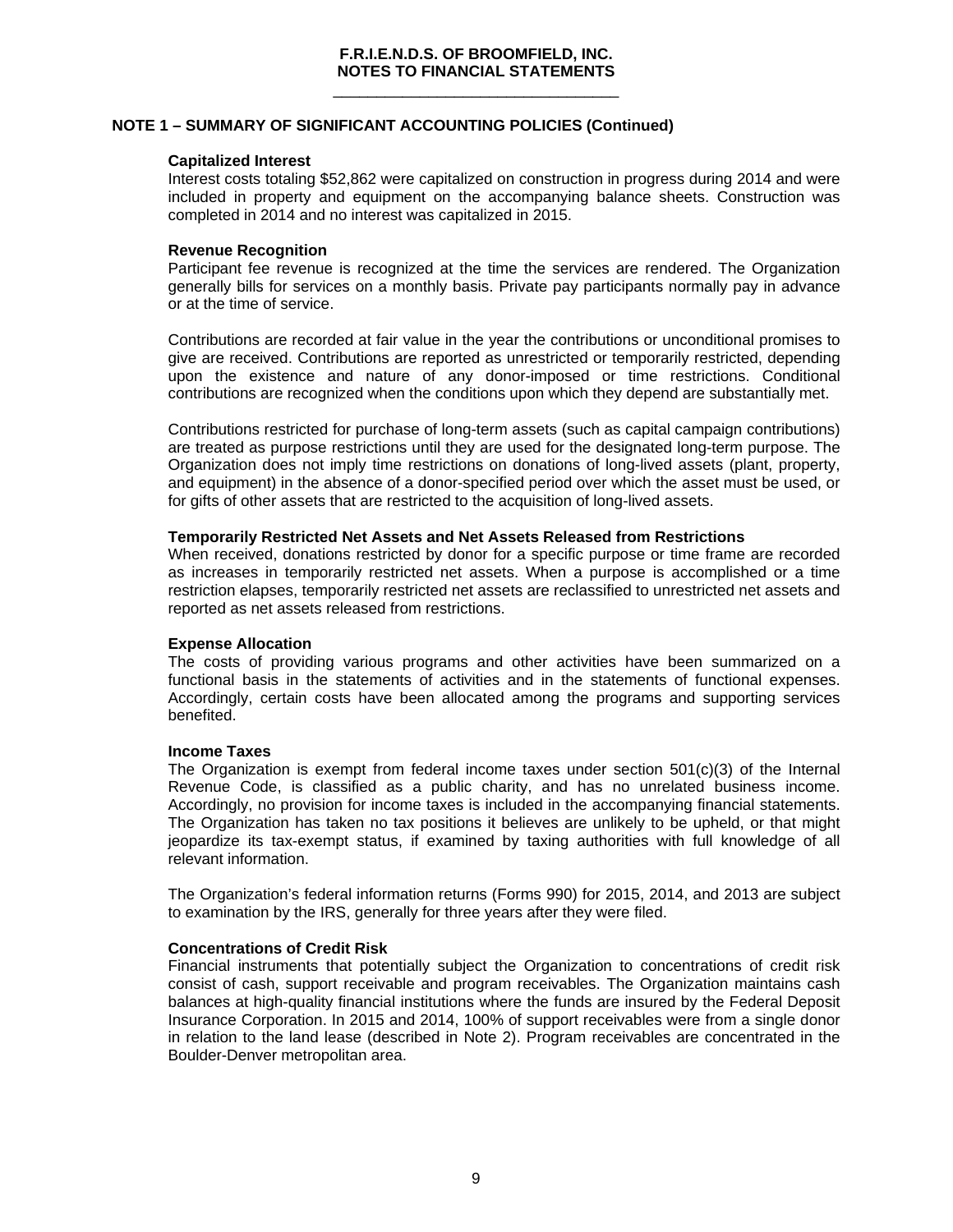## NOTE 1 – SUMMARY OF SIGNIFICANT ACCOUNTING POLICIES (Continued)

### Capitalized Interest

Interest costs totaling $52,862 were capitalized on construction in progress during 2014 and were included in property and equipment on the accompanying balance sheets. Construction was completed in 2014 and no interest was capitalized in 2015.

### Revenue Recognition

Participant fee revenue is recognized at the time the services are rendered. The Organization generally bills for services on a monthly basis. Private pay participants normally pay in advance or at the time of service.

Contributions are recorded at fair value in the year the contributions or unconditional promises to give are received. Contributions are reported as unrestricted or temporarily restricted, depending upon the existence and nature of any donor-imposed or time restrictions. Conditional contributions are recognized when the conditions upon which they depend are substantially met.

Contributions restricted for purchase of long-term assets (such as capital campaign contributions) are treated as purpose restrictions until they are used for the designated long-term purpose. The Organization does not imply time restrictions on donations of long-lived assets (plant, property, and equipment) in the absence of a donor-specified period over which the asset must be used, or for gifts of other assets that are restricted to the acquisition of long-lived assets.

### Temporarily Restricted Net Assets and Net Assets Released from Restrictions

When received, donations restricted by donor for a specific purpose or time frame are recorded as increases in temporarily restricted net assets. When a purpose is accomplished or a time restriction elapses, temporarily restricted net assets are reclassified to unrestricted net assets and reported as net assets released from restrictions.

### Expense Allocation

The costs of providing various programs and other activities have been summarized on a functional basis in the statements of activities and in the statements of functional expenses. Accordingly, certain costs have been allocated among the programs and supporting services benefited.

### Income Taxes

The Organization is exempt from federal income taxes under section 501(c)(3) of the Internal Revenue Code, is classified as a public charity, and has no unrelated business income. Accordingly, no provision for income taxes is included in the accompanying financial statements. The Organization has taken no tax positions it believes are unlikely to be upheld, or that might jeopardize its tax-exempt status, if examined by taxing authorities with full knowledge of all relevant information.

The Organization's federal information returns (Forms 990) for 2015, 2014, and 2013 are subject to examination by the IRS, generally for three years after they were filed.

### Concentrations of Credit Risk

Financial instruments that potentially subject the Organization to concentrations of credit risk consist of cash, support receivable and program receivables. The Organization maintains cash balances at high-quality financial institutions where the funds are insured by the Federal Deposit Insurance Corporation. In 2015 and 2014, 100% of support receivables were from a single donor in relation to the land lease (described in Note 2). Program receivables are concentrated in the Boulder-Denver metropolitan area.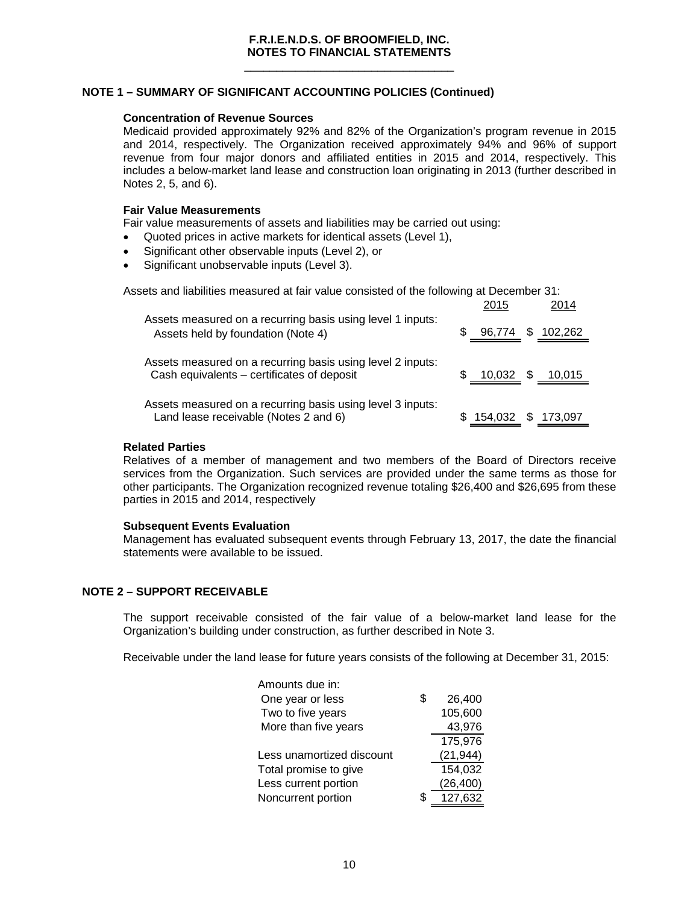# F.R.I.E.N.D.S. OF BROOMFIELD, INC.
# NOTES TO FINANCIAL STATEMENTS

## NOTE 1 – SUMMARY OF SIGNIFICANT ACCOUNTING POLICIES (Continued)

### Concentration of Revenue Sources

Medicaid provided approximately 92% and 82% of the Organization's program revenue in 2015 and 2014, respectively. The Organization received approximately 94% and 96% of support revenue from four major donors and affiliated entities in 2015 and 2014, respectively. This includes a below-market land lease and construction loan originating in 2013 (further described in Notes 2, 5, and 6).

### Fair Value Measurements

Fair value measurements of assets and liabilities may be carried out using:

- Quoted prices in active markets for identical assets (Level 1),
- Significant other observable inputs (Level 2), or
- Significant unobservable inputs (Level 3).

Assets and liabilities measured at fair value consisted of the following at December 31:

| | 2015 | 2014 |
|---|---|---|
| Assets measured on a recurring basis using level 1 inputs: | | |
| Assets held by foundation (Note 4) | $ 96,774 | $ 102,262 |
| Assets measured on a recurring basis using level 2 inputs: | | |
| Cash equivalents – certificates of deposit | $ 10,032 | $ 10,015 |
| Assets measured on a recurring basis using level 3 inputs: | | |
| Land lease receivable (Notes 2 and 6) | $ 154,032 | $ 173,097 |

### Related Parties

Relatives of a member of management and two members of the Board of Directors receive services from the Organization. Such services are provided under the same terms as those for other participants. The Organization recognized revenue totaling $26,400 and $26,695 from these parties in 2015 and 2014, respectively

### Subsequent Events Evaluation

Management has evaluated subsequent events through February 13, 2017, the date the financial statements were available to be issued.

## NOTE 2 – SUPPORT RECEIVABLE

The support receivable consisted of the fair value of a below-market land lease for the Organization's building under construction, as further described in Note 3.

Receivable under the land lease for future years consists of the following at December 31, 2015:

| | |
|---|---|
| Amounts due in: | |
| One year or less | $ 26,400 |
| Two to five years | 105,600 |
| More than five years | 43,976 |
| | 175,976 |
| Less unamortized discount | (21,944) |
| Total promise to give | 154,032 |
| Less current portion | (26,400) |
| Noncurrent portion | $ 127,632 |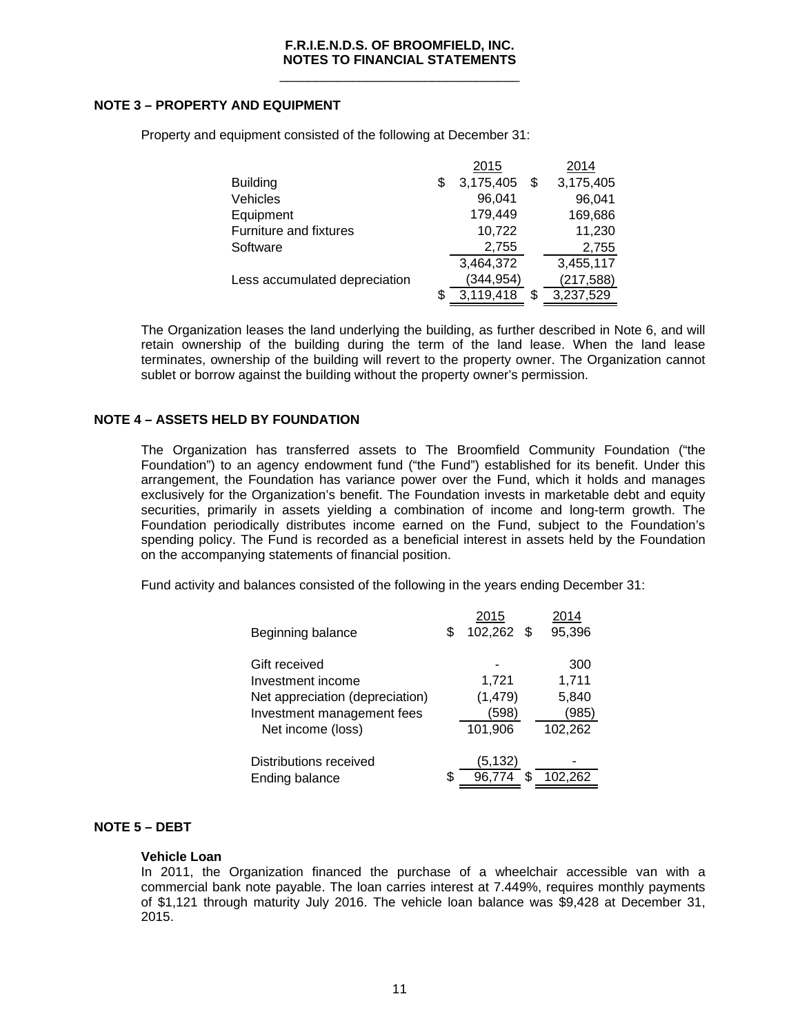# F.R.I.E.N.D.S. OF BROOMFIELD, INC.
# NOTES TO FINANCIAL STATEMENTS

## NOTE 3 – PROPERTY AND EQUIPMENT

Property and equipment consisted of the following at December 31:

| | 2015 | 2014 |
|---|---|---|
| Building | $ 3,175,405 | $ 3,175,405 |
| Vehicles | 96,041 | 96,041 |
| Equipment | 179,449 | 169,686 |
| Furniture and fixtures | 10,722 | 11,230 |
| Software | 2,755 | 2,755 |
| | 3,464,372 | 3,455,117 |
| Less accumulated depreciation | (344,954) | (217,588) |
| | $ 3,119,418 | $ 3,237,529 |

The Organization leases the land underlying the building, as further described in Note 6, and will retain ownership of the building during the term of the land lease. When the land lease terminates, ownership of the building will revert to the property owner. The Organization cannot sublet or borrow against the building without the property owner's permission.

## NOTE 4 – ASSETS HELD BY FOUNDATION

The Organization has transferred assets to The Broomfield Community Foundation ("the Foundation") to an agency endowment fund ("the Fund") established for its benefit. Under this arrangement, the Foundation has variance power over the Fund, which it holds and manages exclusively for the Organization's benefit. The Foundation invests in marketable debt and equity securities, primarily in assets yielding a combination of income and long-term growth. The Foundation periodically distributes income earned on the Fund, subject to the Foundation's spending policy. The Fund is recorded as a beneficial interest in assets held by the Foundation on the accompanying statements of financial position.

Fund activity and balances consisted of the following in the years ending December 31:

| | 2015 | 2014 |
|---|---|---|
| Beginning balance | $ 102,262 | $ 95,396 |
| Gift received | - | 300 |
| Investment income | 1,721 | 1,711 |
| Net appreciation (depreciation) | (1,479) | 5,840 |
| Investment management fees | (598) | (985) |
| Net income (loss) | 101,906 | 102,262 |
| Distributions received | (5,132) | - |
| Ending balance | $ 96,774 | $ 102,262 |

## NOTE 5 – DEBT

**Vehicle Loan**

In 2011, the Organization financed the purchase of a wheelchair accessible van with a commercial bank note payable. The loan carries interest at 7.449%, requires monthly payments of $1,121 through maturity July 2016. The vehicle loan balance was $9,428 at December 31, 2015.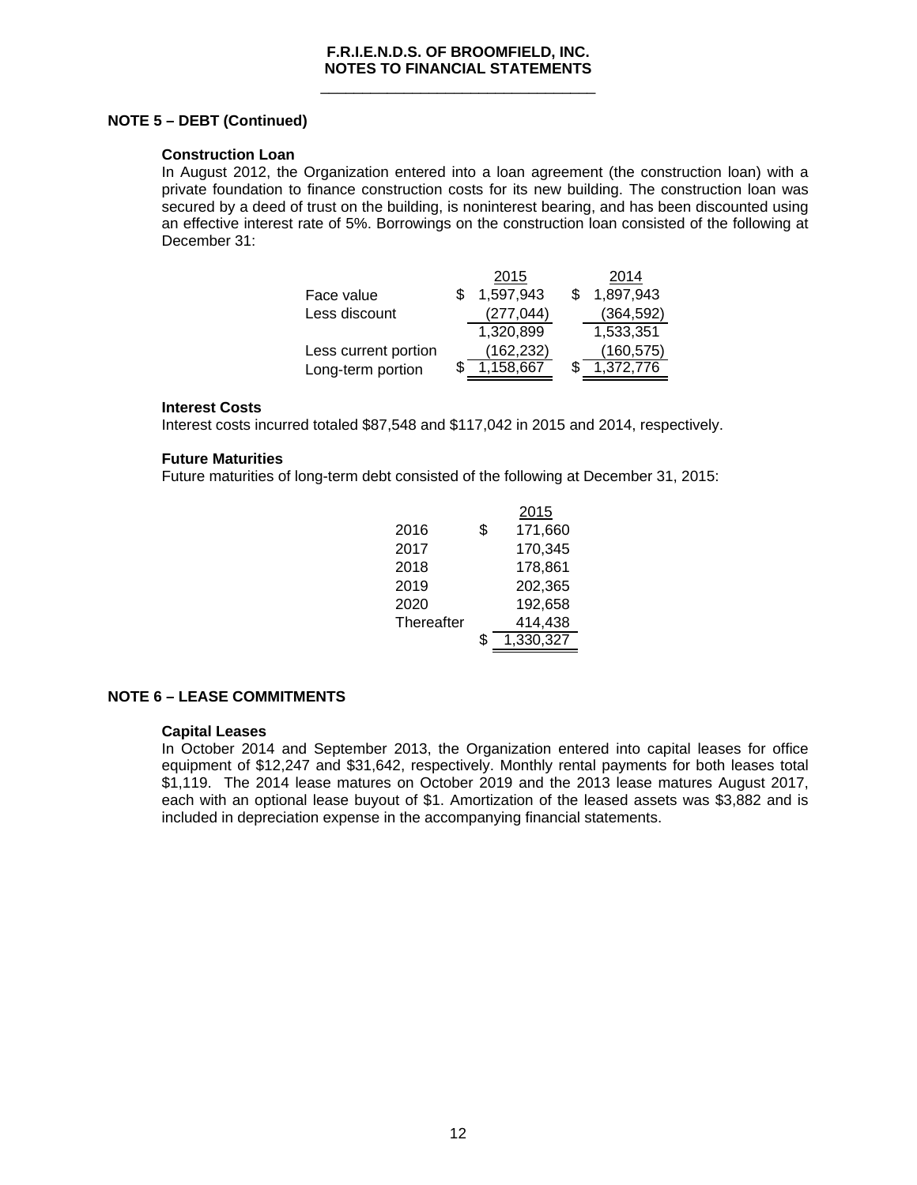## NOTE 5 – DEBT (Continued)

### Construction Loan

In August 2012, the Organization entered into a loan agreement (the construction loan) with a private foundation to finance construction costs for its new building. The construction loan was secured by a deed of trust on the building, is noninterest bearing, and has been discounted using an effective interest rate of 5%. Borrowings on the construction loan consisted of the following at December 31:

| | 2015 | 2014 |
|---|---|---|
| Face value | $ 1,597,943 | $ 1,897,943 |
| Less discount | (277,044) | (364,592) |
| | 1,320,899 | 1,533,351 |
| Less current portion | (162,232) | (160,575) |
| Long-term portion | $ 1,158,667 | $ 1,372,776 |

### Interest Costs

Interest costs incurred totaled $87,548 and $117,042 in 2015 and 2014, respectively.

### Future Maturities

Future maturities of long-term debt consisted of the following at December 31, 2015:

| | 2015 |
|---|---|
| 2016 | $ 171,660 |
| 2017 | 170,345 |
| 2018 | 178,861 |
| 2019 | 202,365 |
| 2020 | 192,658 |
| Thereafter | 414,438 |
| | $ 1,330,327 |

## NOTE 6 – LEASE COMMITMENTS

### Capital Leases

In October 2014 and September 2013, the Organization entered into capital leases for office equipment of $12,247 and $31,642, respectively. Monthly rental payments for both leases total $1,119. The 2014 lease matures on October 2019 and the 2013 lease matures August 2017, each with an optional lease buyout of $1. Amortization of the leased assets was $3,882 and is included in depreciation expense in the accompanying financial statements.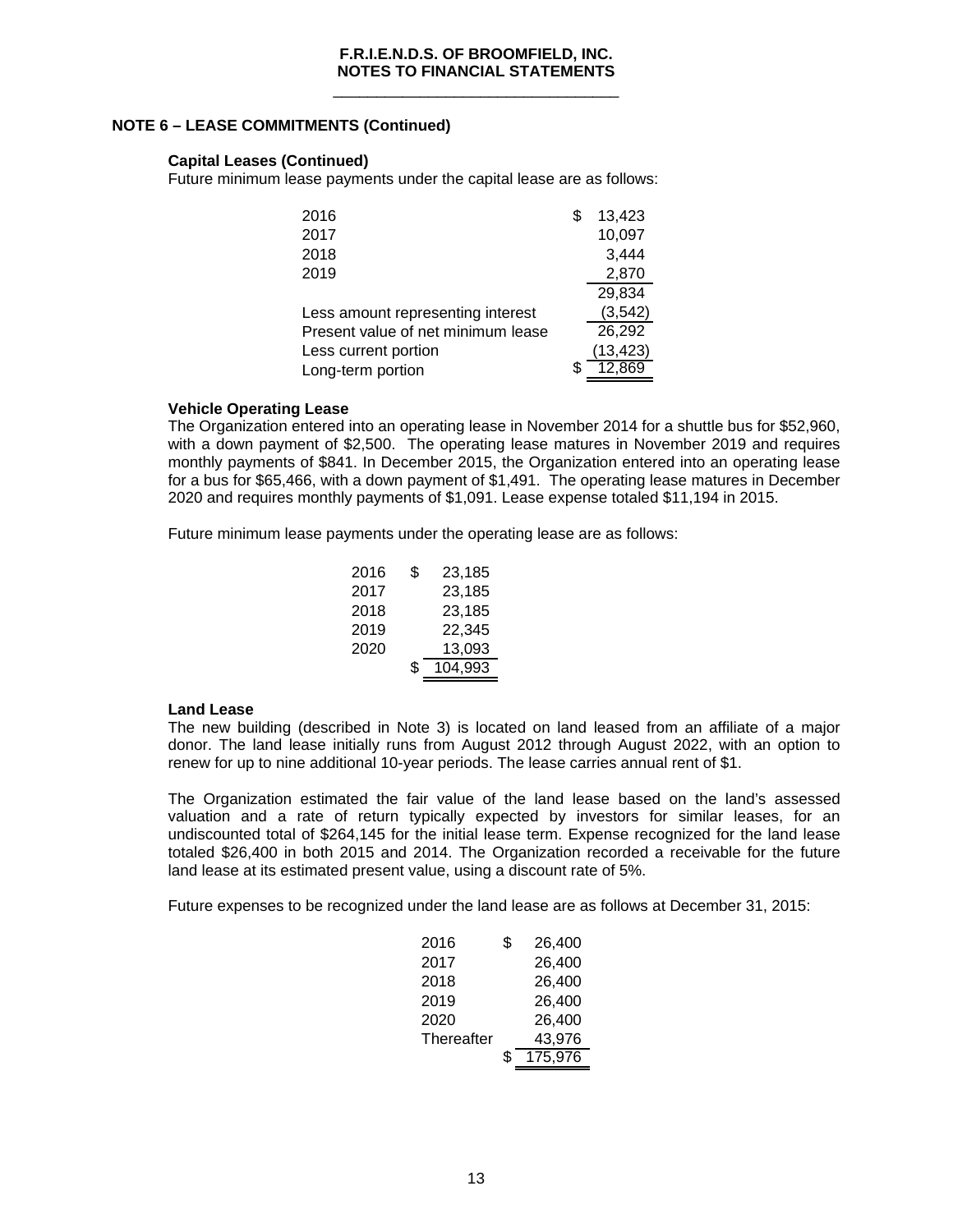## NOTE 6 – LEASE COMMITMENTS (Continued)

### Capital Leases (Continued)

Future minimum lease payments under the capital lease are as follows:

| | |
|---|---|
| 2016 | $ 13,423 |
| 2017 | 10,097 |
| 2018 | 3,444 |
| 2019 | 2,870 |
| | 29,834 |
| Less amount representing interest | (3,542) |
| Present value of net minimum lease | 26,292 |
| Less current portion | (13,423) |
| Long-term portion | $ 12,869 |

### Vehicle Operating Lease

The Organization entered into an operating lease in November 2014 for a shuttle bus for $52,960, with a down payment of $2,500. The operating lease matures in November 2019 and requires monthly payments of $841. In December 2015, the Organization entered into an operating lease for a bus for $65,466, with a down payment of $1,491. The operating lease matures in December 2020 and requires monthly payments of $1,091. Lease expense totaled $11,194 in 2015.

Future minimum lease payments under the operating lease are as follows:

| | |
|---|---|
| 2016 | $ 23,185 |
| 2017 | 23,185 |
| 2018 | 23,185 |
| 2019 | 22,345 |
| 2020 | 13,093 |
| | $ 104,993 |

### Land Lease

The new building (described in Note 3) is located on land leased from an affiliate of a major donor. The land lease initially runs from August 2012 through August 2022, with an option to renew for up to nine additional 10-year periods. The lease carries annual rent of $1.

The Organization estimated the fair value of the land lease based on the land's assessed valuation and a rate of return typically expected by investors for similar leases, for an undiscounted total of $264,145 for the initial lease term. Expense recognized for the land lease totaled $26,400 in both 2015 and 2014. The Organization recorded a receivable for the future land lease at its estimated present value, using a discount rate of 5%.

Future expenses to be recognized under the land lease are as follows at December 31, 2015:

| | |
|---|---|
| 2016 | $ 26,400 |
| 2017 | 26,400 |
| 2018 | 26,400 |
| 2019 | 26,400 |
| 2020 | 26,400 |
| Thereafter | 43,976 |
| | $ 175,976 |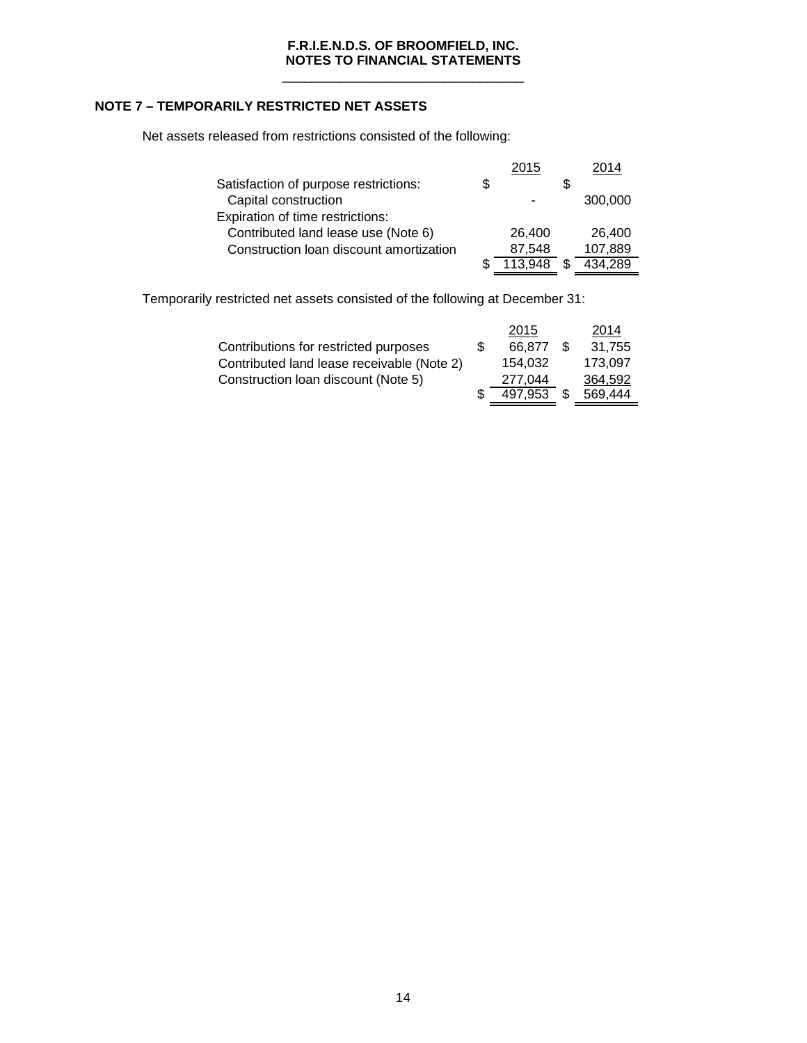F.R.I.E.N.D.S. OF BROOMFIELD, INC.
NOTES TO FINANCIAL STATEMENTS

## NOTE 7 – TEMPORARILY RESTRICTED NET ASSETS

Net assets released from restrictions consisted of the following:

| | 2015 | 2014 |
|---|---|---|
| Satisfaction of purpose restrictions: | $ | $ |
| Capital construction | - | 300,000 |
| Expiration of time restrictions: | | |
| Contributed land lease use (Note 6) | 26,400 | 26,400 |
| Construction loan discount amortization | 87,548 | 107,889 |
| | $ 113,948 | $ 434,289 |

Temporarily restricted net assets consisted of the following at December 31:

| | 2015 | 2014 |
|---|---|---|
| Contributions for restricted purposes | $ 66,877 | $ 31,755 |
| Contributed land lease receivable (Note 2) | 154,032 | 173,097 |
| Construction loan discount (Note 5) | 277,044 | 364,592 |
| | $ 497,953 | $ 569,444 |